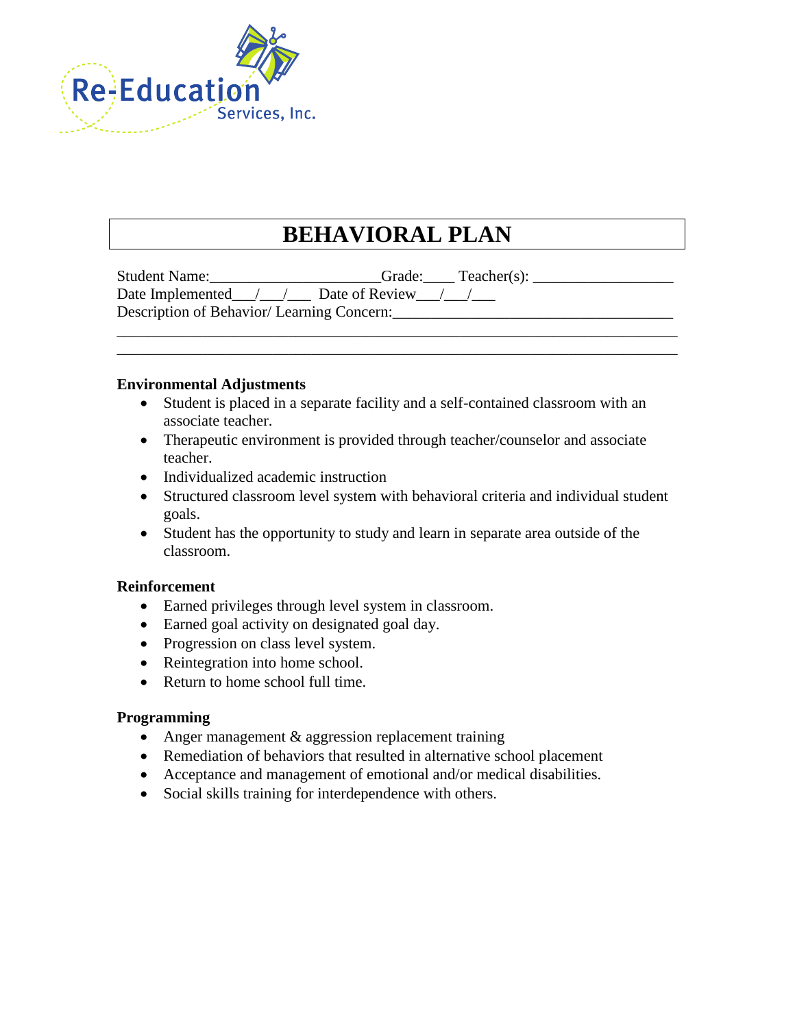Re-Education Services, Inc.

# BEHAVIORAL PLAN

Student Name:______________________Grade:____ Teacher(s): __________________
Date Implemented___/___/___ Date of Review___/___/___
Description of Behavior/ Learning Concern:____________________________________
__________________________________________________________________________
__________________________________________________________________________

**Environmental Adjustments**

- Student is placed in a separate facility and a self-contained classroom with an associate teacher.
- Therapeutic environment is provided through teacher/counselor and associate teacher.
- Individualized academic instruction
- Structured classroom level system with behavioral criteria and individual student goals.
- Student has the opportunity to study and learn in separate area outside of the classroom.

**Reinforcement**

- Earned privileges through level system in classroom.
- Earned goal activity on designated goal day.
- Progression on class level system.
- Reintegration into home school.
- Return to home school full time.

**Programming**

- Anger management & aggression replacement training
- Remediation of behaviors that resulted in alternative school placement
- Acceptance and management of emotional and/or medical disabilities.
- Social skills training for interdependence with others.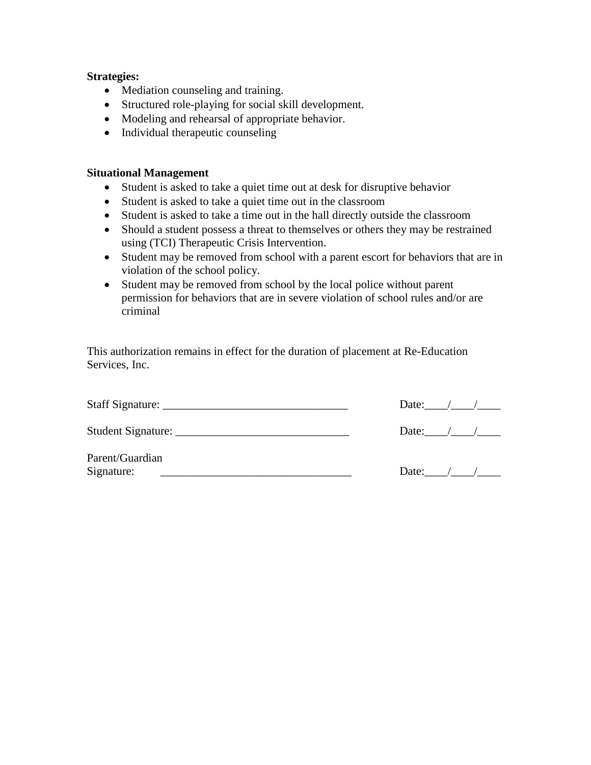**Strategies:**

- Mediation counseling and training.
- Structured role-playing for social skill development.
- Modeling and rehearsal of appropriate behavior.
- Individual therapeutic counseling

**Situational Management**

- Student is asked to take a quiet time out at desk for disruptive behavior
- Student is asked to take a quiet time out in the classroom
- Student is asked to take a time out in the hall directly outside the classroom
- Should a student possess a threat to themselves or others they may be restrained using (TCI) Therapeutic Crisis Intervention.
- Student may be removed from school with a parent escort for behaviors that are in violation of the school policy.
- Student may be removed from school by the local police without parent permission for behaviors that are in severe violation of school rules and/or are criminal

This authorization remains in effect for the duration of placement at Re-Education Services, Inc.

Staff Signature: ________________________________ Date:____/____/____

Student Signature: ______________________________ Date:____/____/____

Parent/Guardian Signature: ________________________________ Date:____/____/____